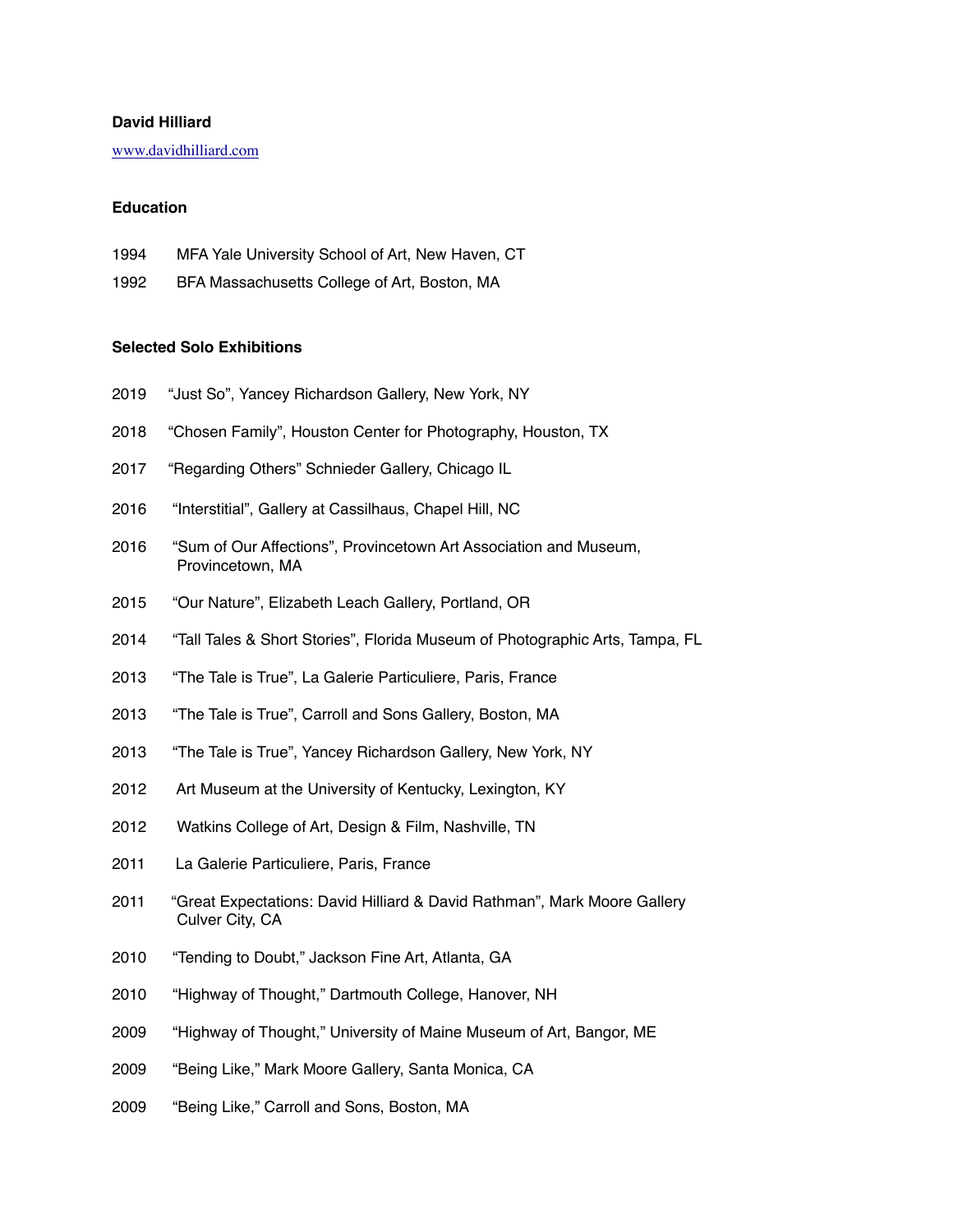**David Hilliard**

www.davidhilliard.com

**Education**

1994 MFA Yale University School of Art, New Haven, CT

1992 BFA Massachusetts College of Art, Boston, MA

**Selected Solo Exhibitions**

2019 "Just So", Yancey Richardson Gallery, New York, NY

2018 "Chosen Family", Houston Center for Photography, Houston, TX

2017 "Regarding Others" Schnieder Gallery, Chicago IL

2016 "Interstitial", Gallery at Cassilhaus, Chapel Hill, NC

2016 "Sum of Our Affections", Provincetown Art Association and Museum, Provincetown, MA

2015 "Our Nature", Elizabeth Leach Gallery, Portland, OR

2014 "Tall Tales & Short Stories", Florida Museum of Photographic Arts, Tampa, FL

2013 "The Tale is True", La Galerie Particuliere, Paris, France

2013 "The Tale is True", Carroll and Sons Gallery, Boston, MA

2013 "The Tale is True", Yancey Richardson Gallery, New York, NY

2012 Art Museum at the University of Kentucky, Lexington, KY

2012 Watkins College of Art, Design & Film, Nashville, TN

2011 La Galerie Particuliere, Paris, France

2011 "Great Expectations: David Hilliard & David Rathman", Mark Moore Gallery Culver City, CA

2010 "Tending to Doubt," Jackson Fine Art, Atlanta, GA

2010 "Highway of Thought," Dartmouth College, Hanover, NH

2009 "Highway of Thought," University of Maine Museum of Art, Bangor, ME

2009 "Being Like," Mark Moore Gallery, Santa Monica, CA

2009 "Being Like," Carroll and Sons, Boston, MA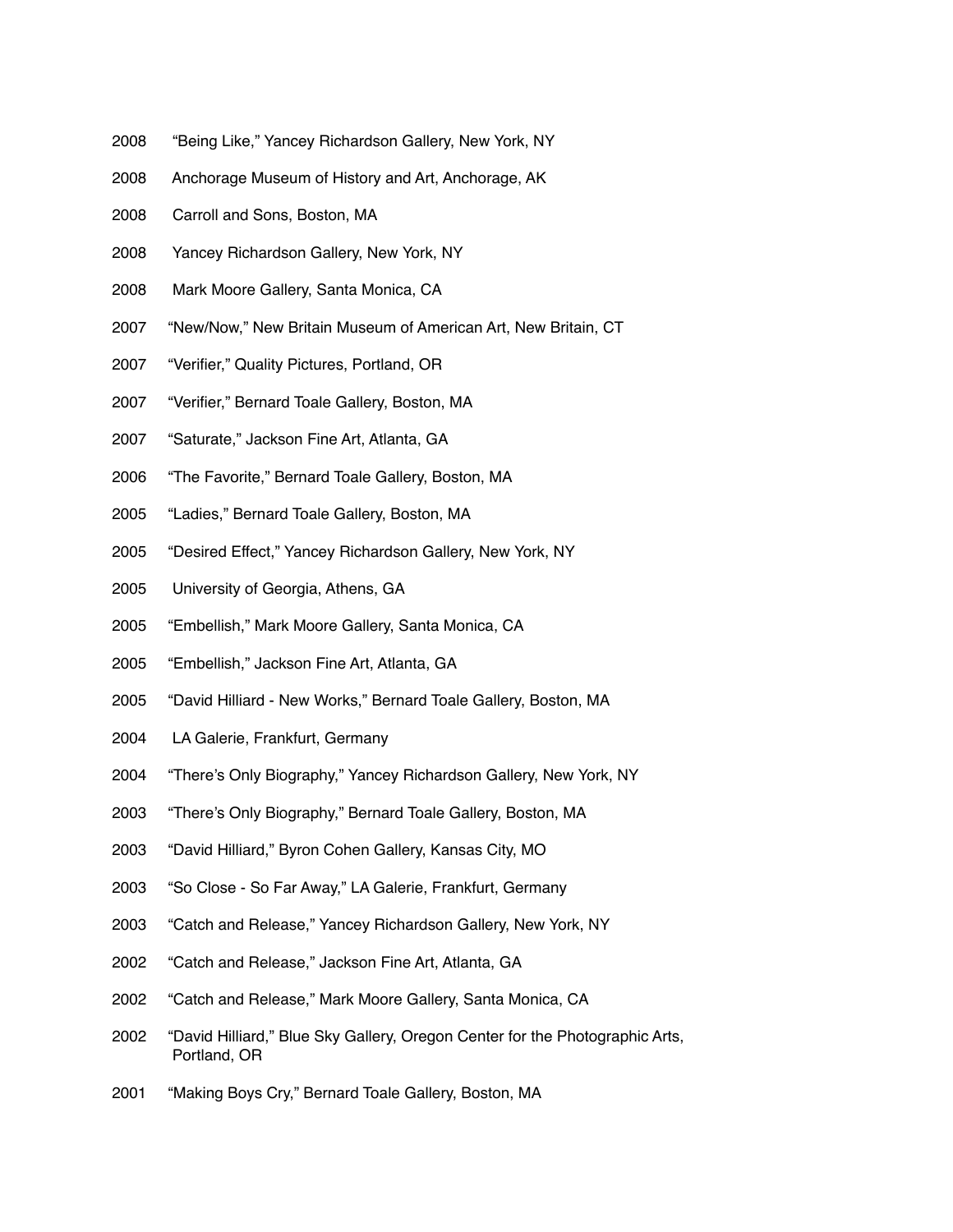2008 "Being Like," Yancey Richardson Gallery, New York, NY

2008 Anchorage Museum of History and Art, Anchorage, AK

2008 Carroll and Sons, Boston, MA

2008 Yancey Richardson Gallery, New York, NY

2008 Mark Moore Gallery, Santa Monica, CA

2007 "New/Now," New Britain Museum of American Art, New Britain, CT

2007 "Verifier," Quality Pictures, Portland, OR

2007 "Verifier," Bernard Toale Gallery, Boston, MA

2007 "Saturate," Jackson Fine Art, Atlanta, GA

2006 "The Favorite," Bernard Toale Gallery, Boston, MA

2005 "Ladies," Bernard Toale Gallery, Boston, MA

2005 "Desired Effect," Yancey Richardson Gallery, New York, NY

2005 University of Georgia, Athens, GA

2005 "Embellish," Mark Moore Gallery, Santa Monica, CA

2005 "Embellish," Jackson Fine Art, Atlanta, GA

2005 "David Hilliard - New Works," Bernard Toale Gallery, Boston, MA

2004 LA Galerie, Frankfurt, Germany

2004 "There's Only Biography," Yancey Richardson Gallery, New York, NY

2003 "There's Only Biography," Bernard Toale Gallery, Boston, MA

2003 "David Hilliard," Byron Cohen Gallery, Kansas City, MO

2003 "So Close - So Far Away," LA Galerie, Frankfurt, Germany

2003 "Catch and Release," Yancey Richardson Gallery, New York, NY

2002 "Catch and Release," Jackson Fine Art, Atlanta, GA

2002 "Catch and Release," Mark Moore Gallery, Santa Monica, CA

2002 "David Hilliard," Blue Sky Gallery, Oregon Center for the Photographic Arts, Portland, OR

2001 "Making Boys Cry," Bernard Toale Gallery, Boston, MA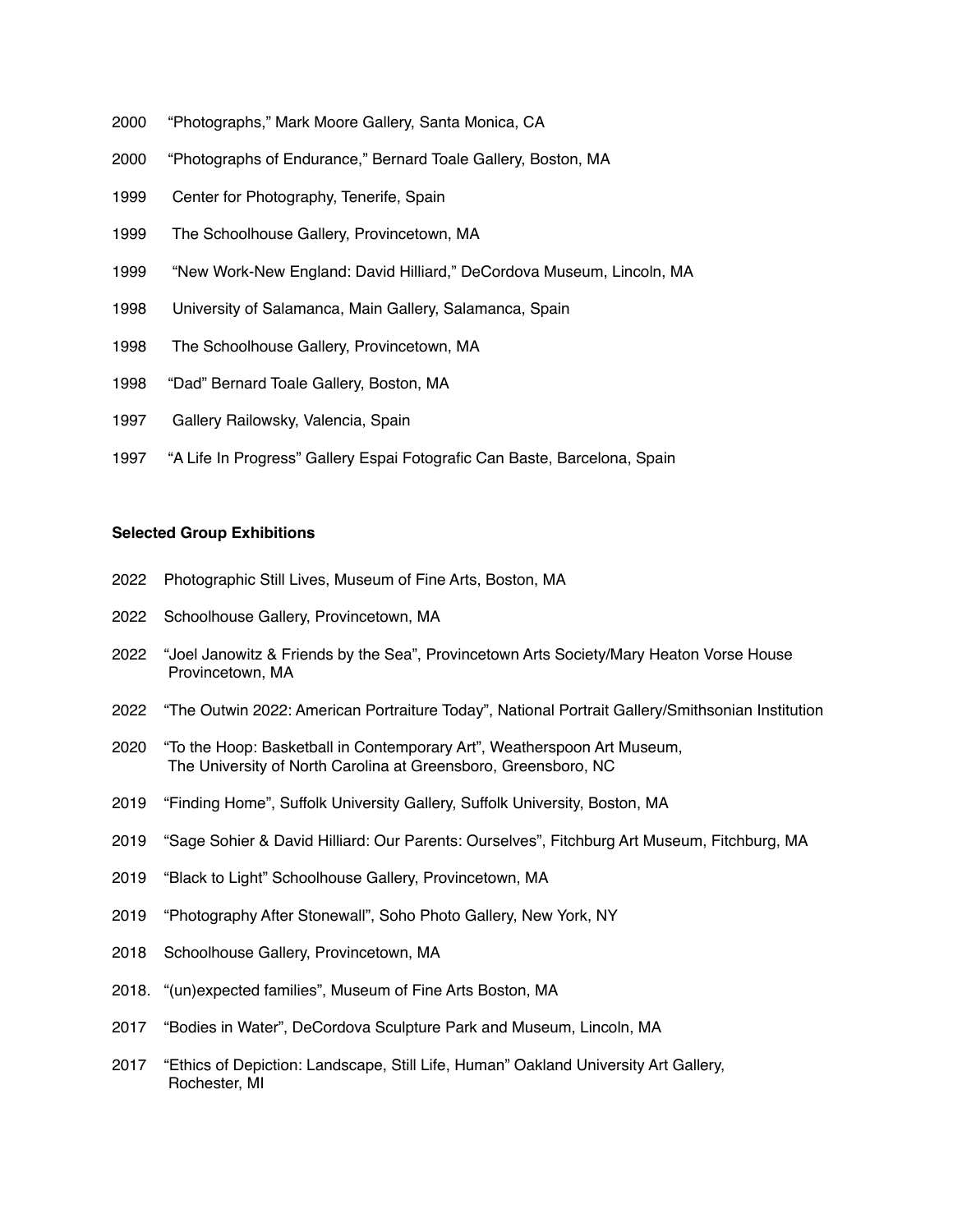2000 "Photographs," Mark Moore Gallery, Santa Monica, CA

2000 "Photographs of Endurance," Bernard Toale Gallery, Boston, MA

1999 Center for Photography, Tenerife, Spain

1999 The Schoolhouse Gallery, Provincetown, MA

1999 "New Work-New England: David Hilliard," DeCordova Museum, Lincoln, MA

1998 University of Salamanca, Main Gallery, Salamanca, Spain

1998 The Schoolhouse Gallery, Provincetown, MA

1998 "Dad" Bernard Toale Gallery, Boston, MA

1997 Gallery Railowsky, Valencia, Spain

1997 "A Life In Progress" Gallery Espai Fotografic Can Baste, Barcelona, Spain

**Selected Group Exhibitions**

2022 Photographic Still Lives, Museum of Fine Arts, Boston, MA

2022 Schoolhouse Gallery, Provincetown, MA

2022 "Joel Janowitz & Friends by the Sea", Provincetown Arts Society/Mary Heaton Vorse House Provincetown, MA

2022 "The Outwin 2022: American Portraiture Today", National Portrait Gallery/Smithsonian Institution

2020 "To the Hoop: Basketball in Contemporary Art", Weatherspoon Art Museum, The University of North Carolina at Greensboro, Greensboro, NC

2019 "Finding Home", Suffolk University Gallery, Suffolk University, Boston, MA

2019 "Sage Sohier & David Hilliard: Our Parents: Ourselves", Fitchburg Art Museum, Fitchburg, MA

2019 "Black to Light" Schoolhouse Gallery, Provincetown, MA

2019 "Photography After Stonewall", Soho Photo Gallery, New York, NY

2018 Schoolhouse Gallery, Provincetown, MA

2018. "(un)expected families", Museum of Fine Arts Boston, MA

2017 "Bodies in Water", DeCordova Sculpture Park and Museum, Lincoln, MA

2017 "Ethics of Depiction: Landscape, Still Life, Human" Oakland University Art Gallery, Rochester, MI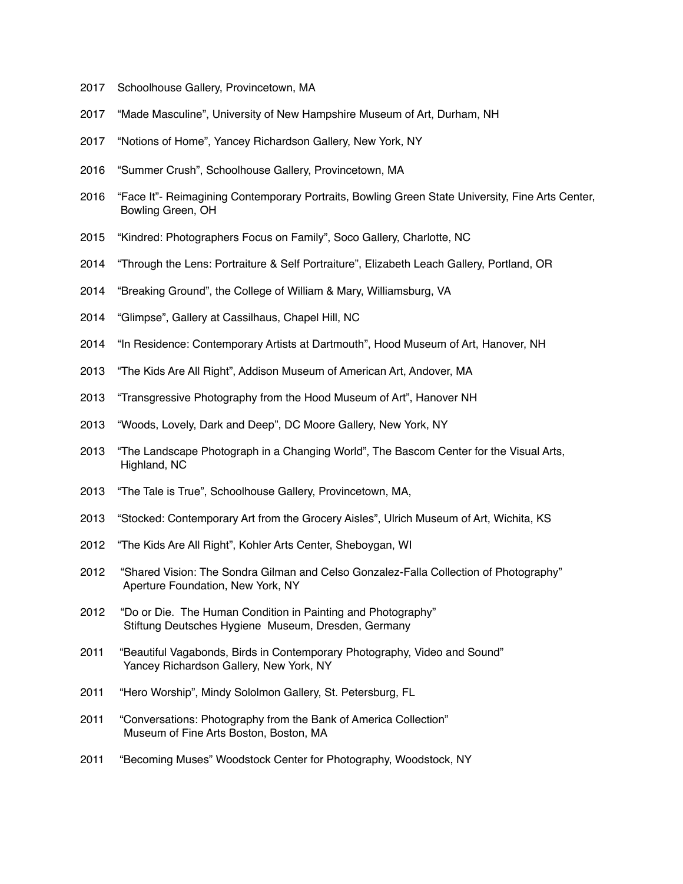2017 Schoolhouse Gallery, Provincetown, MA

2017 “Made Masculine”, University of New Hampshire Museum of Art, Durham, NH

2017 “Notions of Home”, Yancey Richardson Gallery, New York, NY

2016 “Summer Crush”, Schoolhouse Gallery, Provincetown, MA

2016 “Face It”- Reimagining Contemporary Portraits, Bowling Green State University, Fine Arts Center, Bowling Green, OH

2015 “Kindred: Photographers Focus on Family”, Soco Gallery, Charlotte, NC

2014 “Through the Lens: Portraiture & Self Portraiture”, Elizabeth Leach Gallery, Portland, OR

2014 “Breaking Ground”, the College of William & Mary, Williamsburg, VA

2014 “Glimpse”, Gallery at Cassilhaus, Chapel Hill, NC

2014 “In Residence: Contemporary Artists at Dartmouth”, Hood Museum of Art, Hanover, NH

2013 “The Kids Are All Right”, Addison Museum of American Art, Andover, MA

2013 “Transgressive Photography from the Hood Museum of Art”, Hanover NH

2013 “Woods, Lovely, Dark and Deep”, DC Moore Gallery, New York, NY

2013 “The Landscape Photograph in a Changing World”, The Bascom Center for the Visual Arts, Highland, NC

2013 “The Tale is True”, Schoolhouse Gallery, Provincetown, MA,

2013 “Stocked: Contemporary Art from the Grocery Aisles”, Ulrich Museum of Art, Wichita, KS

2012 “The Kids Are All Right”, Kohler Arts Center, Sheboygan, WI

2012 “Shared Vision: The Sondra Gilman and Celso Gonzalez-Falla Collection of Photography” Aperture Foundation, New York, NY

2012 “Do or Die. The Human Condition in Painting and Photography” Stiftung Deutsches Hygiene Museum, Dresden, Germany

2011 “Beautiful Vagabonds, Birds in Contemporary Photography, Video and Sound” Yancey Richardson Gallery, New York, NY

2011 “Hero Worship”, Mindy Sololmon Gallery, St. Petersburg, FL

2011 “Conversations: Photography from the Bank of America Collection” Museum of Fine Arts Boston, Boston, MA

2011 “Becoming Muses” Woodstock Center for Photography, Woodstock, NY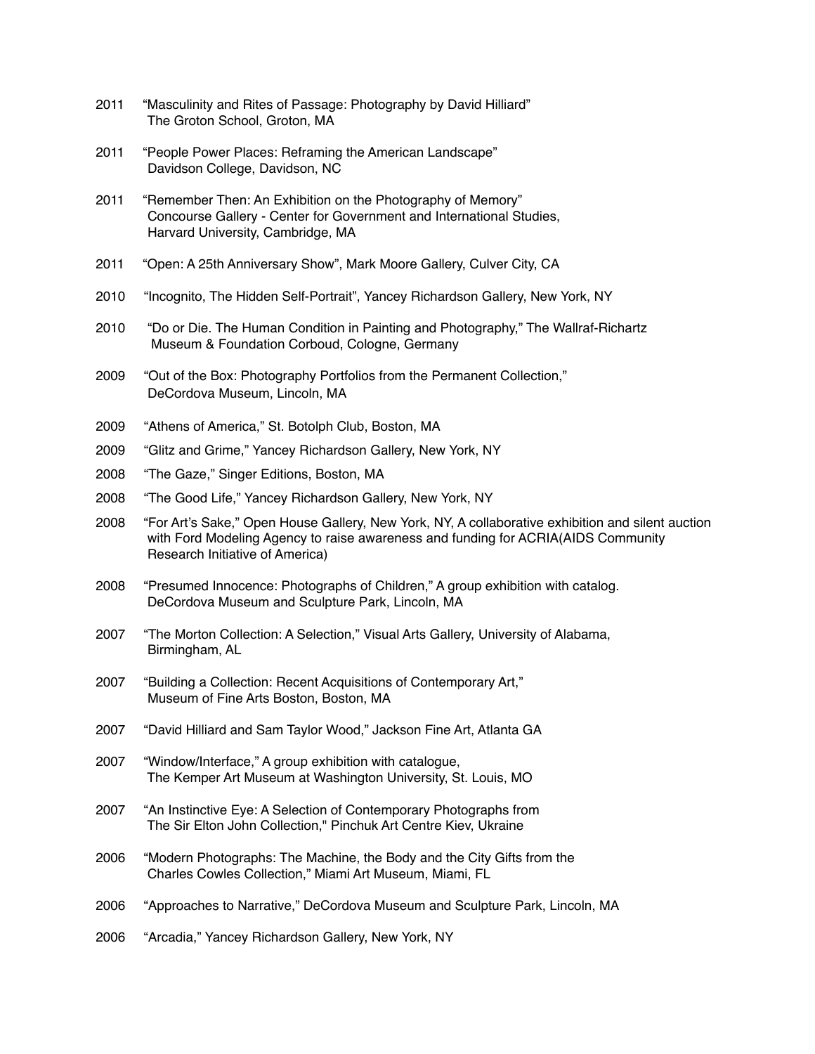2011 "Masculinity and Rites of Passage: Photography by David Hilliard"
The Groton School, Groton, MA

2011 "People Power Places: Reframing the American Landscape"
Davidson College, Davidson, NC

2011 "Remember Then: An Exhibition on the Photography of Memory"
Concourse Gallery - Center for Government and International Studies,
Harvard University, Cambridge, MA

2011 "Open: A 25th Anniversary Show", Mark Moore Gallery, Culver City, CA

2010 "Incognito, The Hidden Self-Portrait", Yancey Richardson Gallery, New York, NY

2010 "Do or Die. The Human Condition in Painting and Photography," The Wallraf-Richartz
Museum & Foundation Corboud, Cologne, Germany

2009 "Out of the Box: Photography Portfolios from the Permanent Collection,"
DeCordova Museum, Lincoln, MA

2009 "Athens of America," St. Botolph Club, Boston, MA

2009 "Glitz and Grime," Yancey Richardson Gallery, New York, NY

2008 "The Gaze," Singer Editions, Boston, MA

2008 "The Good Life," Yancey Richardson Gallery, New York, NY

2008 "For Art's Sake," Open House Gallery, New York, NY, A collaborative exhibition and silent auction
with Ford Modeling Agency to raise awareness and funding for ACRIA(AIDS Community
Research Initiative of America)

2008 "Presumed Innocence: Photographs of Children," A group exhibition with catalog.
DeCordova Museum and Sculpture Park, Lincoln, MA

2007 "The Morton Collection: A Selection," Visual Arts Gallery, University of Alabama,
Birmingham, AL

2007 "Building a Collection: Recent Acquisitions of Contemporary Art,"
Museum of Fine Arts Boston, Boston, MA

2007 "David Hilliard and Sam Taylor Wood," Jackson Fine Art, Atlanta GA

2007 "Window/Interface," A group exhibition with catalogue,
The Kemper Art Museum at Washington University, St. Louis, MO

2007 "An Instinctive Eye: A Selection of Contemporary Photographs from
The Sir Elton John Collection," Pinchuk Art Centre Kiev, Ukraine

2006 "Modern Photographs: The Machine, the Body and the City Gifts from the
Charles Cowles Collection," Miami Art Museum, Miami, FL

2006 "Approaches to Narrative," DeCordova Museum and Sculpture Park, Lincoln, MA

2006 "Arcadia," Yancey Richardson Gallery, New York, NY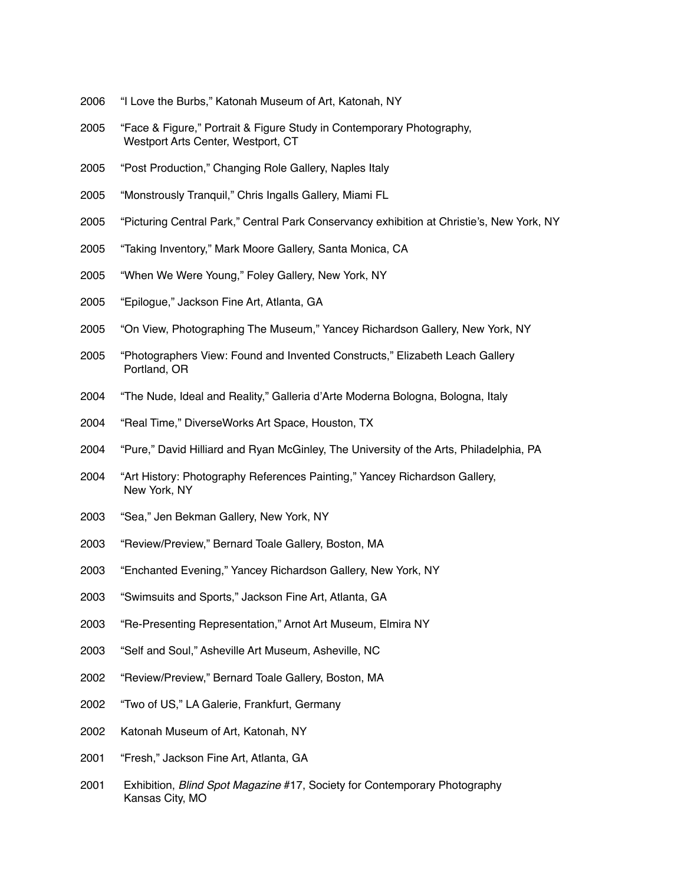2006 "I Love the Burbs," Katonah Museum of Art, Katonah, NY

2005 "Face & Figure," Portrait & Figure Study in Contemporary Photography, Westport Arts Center, Westport, CT

2005 "Post Production," Changing Role Gallery, Naples Italy

2005 "Monstrously Tranquil," Chris Ingalls Gallery, Miami FL

2005 "Picturing Central Park," Central Park Conservancy exhibition at Christie's, New York, NY

2005 "Taking Inventory," Mark Moore Gallery, Santa Monica, CA

2005 "When We Were Young," Foley Gallery, New York, NY

2005 "Epilogue," Jackson Fine Art, Atlanta, GA

2005 "On View, Photographing The Museum," Yancey Richardson Gallery, New York, NY

2005 "Photographers View: Found and Invented Constructs," Elizabeth Leach Gallery Portland, OR

2004 "The Nude, Ideal and Reality," Galleria d'Arte Moderna Bologna, Bologna, Italy

2004 "Real Time," DiverseWorks Art Space, Houston, TX

2004 "Pure," David Hilliard and Ryan McGinley, The University of the Arts, Philadelphia, PA

2004 "Art History: Photography References Painting," Yancey Richardson Gallery, New York, NY

2003 "Sea," Jen Bekman Gallery, New York, NY

2003 "Review/Preview," Bernard Toale Gallery, Boston, MA

2003 "Enchanted Evening," Yancey Richardson Gallery, New York, NY

2003 "Swimsuits and Sports," Jackson Fine Art, Atlanta, GA

2003 "Re-Presenting Representation," Arnot Art Museum, Elmira NY

2003 "Self and Soul," Asheville Art Museum, Asheville, NC

2002 "Review/Preview," Bernard Toale Gallery, Boston, MA

2002 "Two of US," LA Galerie, Frankfurt, Germany

2002 Katonah Museum of Art, Katonah, NY

2001 "Fresh," Jackson Fine Art, Atlanta, GA

2001 Exhibition, *Blind Spot Magazine* #17, Society for Contemporary Photography Kansas City, MO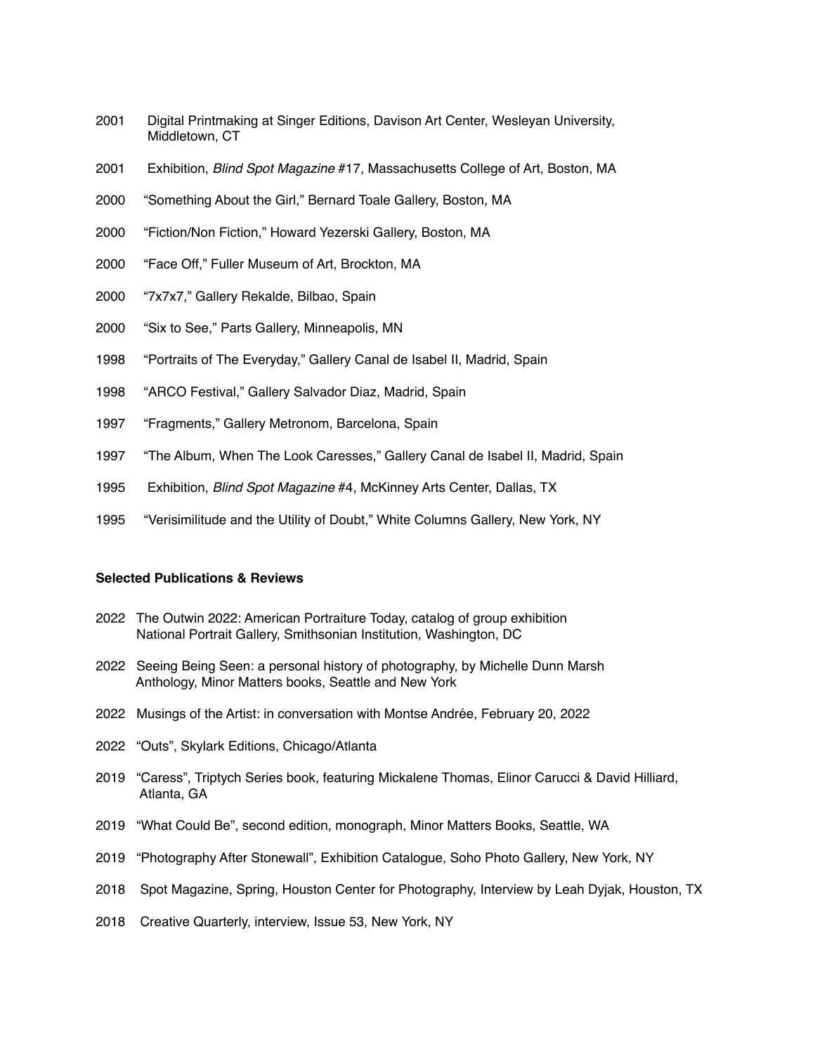2001 Digital Printmaking at Singer Editions, Davison Art Center, Wesleyan University, Middletown, CT

2001 Exhibition, *Blind Spot Magazine* #17, Massachusetts College of Art, Boston, MA

2000 "Something About the Girl," Bernard Toale Gallery, Boston, MA

2000 "Fiction/Non Fiction," Howard Yezerski Gallery, Boston, MA

2000 "Face Off," Fuller Museum of Art, Brockton, MA

2000 "7x7x7," Gallery Rekalde, Bilbao, Spain

2000 "Six to See," Parts Gallery, Minneapolis, MN

1998 "Portraits of The Everyday," Gallery Canal de Isabel II, Madrid, Spain

1998 "ARCO Festival," Gallery Salvador Diaz, Madrid, Spain

1997 "Fragments," Gallery Metronom, Barcelona, Spain

1997 "The Album, When The Look Caresses," Gallery Canal de Isabel II, Madrid, Spain

1995 Exhibition, *Blind Spot Magazine* #4, McKinney Arts Center, Dallas, TX

1995 "Verisimilitude and the Utility of Doubt," White Columns Gallery, New York, NY

**Selected Publications & Reviews**

2022 The Outwin 2022: American Portraiture Today, catalog of group exhibition National Portrait Gallery, Smithsonian Institution, Washington, DC

2022 Seeing Being Seen: a personal history of photography, by Michelle Dunn Marsh Anthology, Minor Matters books, Seattle and New York

2022 Musings of the Artist: in conversation with Montse Andrée, February 20, 2022

2022 "Outs", Skylark Editions, Chicago/Atlanta

2019 "Caress", Triptych Series book, featuring Mickalene Thomas, Elinor Carucci & David Hilliard, Atlanta, GA

2019 "What Could Be", second edition, monograph, Minor Matters Books, Seattle, WA

2019 "Photography After Stonewall", Exhibition Catalogue, Soho Photo Gallery, New York, NY

2018 Spot Magazine, Spring, Houston Center for Photography, Interview by Leah Dyjak, Houston, TX

2018 Creative Quarterly, interview, Issue 53, New York, NY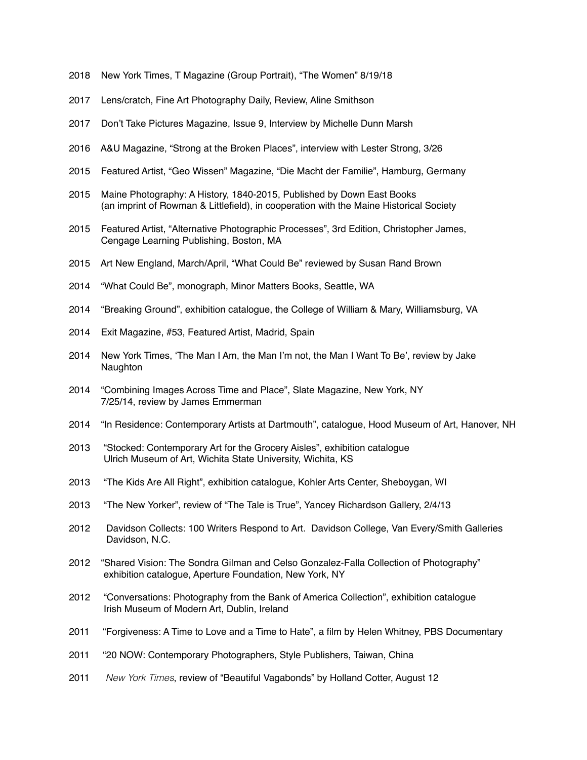2018 New York Times, T Magazine (Group Portrait), "The Women" 8/19/18

2017 Lens/cratch, Fine Art Photography Daily, Review, Aline Smithson

2017 Don't Take Pictures Magazine, Issue 9, Interview by Michelle Dunn Marsh

2016 A&U Magazine, "Strong at the Broken Places", interview with Lester Strong, 3/26

2015 Featured Artist, "Geo Wissen" Magazine, "Die Macht der Familie", Hamburg, Germany

2015 Maine Photography: A History, 1840-2015, Published by Down East Books (an imprint of Rowman & Littlefield), in cooperation with the Maine Historical Society

2015 Featured Artist, "Alternative Photographic Processes", 3rd Edition, Christopher James, Cengage Learning Publishing, Boston, MA

2015 Art New England, March/April, "What Could Be" reviewed by Susan Rand Brown

2014 "What Could Be", monograph, Minor Matters Books, Seattle, WA

2014 "Breaking Ground", exhibition catalogue, the College of William & Mary, Williamsburg, VA

2014 Exit Magazine, #53, Featured Artist, Madrid, Spain

2014 New York Times, 'The Man I Am, the Man I'm not, the Man I Want To Be', review by Jake Naughton

2014 "Combining Images Across Time and Place", Slate Magazine, New York, NY 7/25/14, review by James Emmerman

2014 "In Residence: Contemporary Artists at Dartmouth", catalogue, Hood Museum of Art, Hanover, NH

2013 "Stocked: Contemporary Art for the Grocery Aisles", exhibition catalogue Ulrich Museum of Art, Wichita State University, Wichita, KS

2013 "The Kids Are All Right", exhibition catalogue, Kohler Arts Center, Sheboygan, WI

2013 "The New Yorker", review of "The Tale is True", Yancey Richardson Gallery, 2/4/13

2012 Davidson Collects: 100 Writers Respond to Art. Davidson College, Van Every/Smith Galleries Davidson, N.C.

2012 "Shared Vision: The Sondra Gilman and Celso Gonzalez-Falla Collection of Photography" exhibition catalogue, Aperture Foundation, New York, NY

2012 "Conversations: Photography from the Bank of America Collection", exhibition catalogue Irish Museum of Modern Art, Dublin, Ireland

2011 "Forgiveness: A Time to Love and a Time to Hate", a film by Helen Whitney, PBS Documentary

2011 "20 NOW: Contemporary Photographers, Style Publishers, Taiwan, China

2011 *New York Times*, review of "Beautiful Vagabonds" by Holland Cotter, August 12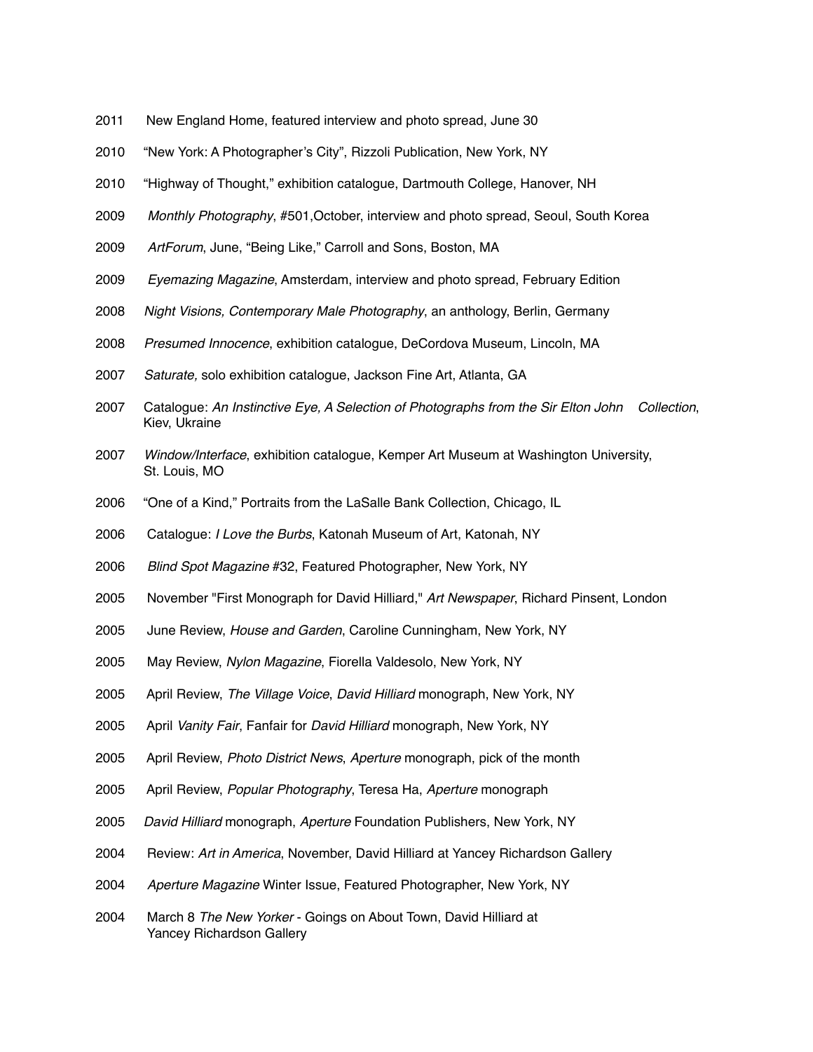2011 New England Home, featured interview and photo spread, June 30

2010 "New York: A Photographer's City", Rizzoli Publication, New York, NY

2010 "Highway of Thought," exhibition catalogue, Dartmouth College, Hanover, NH

2009 *Monthly Photography*, #501,October, interview and photo spread, Seoul, South Korea

2009 *ArtForum*, June, "Being Like," Carroll and Sons, Boston, MA

2009 *Eyemazing Magazine,* Amsterdam, interview and photo spread, February Edition

2008 *Night Visions, Contemporary Male Photography*, an anthology, Berlin, Germany

2008 *Presumed Innocence*, exhibition catalogue, DeCordova Museum, Lincoln, MA

2007 *Saturate,* solo exhibition catalogue, Jackson Fine Art, Atlanta, GA

2007 Catalogue: *An Instinctive Eye, A Selection of Photographs from the Sir Elton John Collection*, Kiev, Ukraine

2007 *Window/Interface*, exhibition catalogue, Kemper Art Museum at Washington University, St. Louis, MO

2006 "One of a Kind," Portraits from the LaSalle Bank Collection, Chicago, IL

2006 Catalogue: *I Love the Burbs*, Katonah Museum of Art, Katonah, NY

2006 *Blind Spot Magazine* #32, Featured Photographer, New York, NY

2005 November "First Monograph for David Hilliard," *Art Newspaper*, Richard Pinsent, London

2005 June Review, *House and Garden*, Caroline Cunningham, New York, NY

2005 May Review, *Nylon Magazine*, Fiorella Valdesolo, New York, NY

2005 April Review, *The Village Voice*, *David Hilliard* monograph, New York, NY

2005 April *Vanity Fair*, Fanfair for *David Hilliard* monograph, New York, NY

2005 April Review, *Photo District News*, *Aperture* monograph, pick of the month

2005 April Review, *Popular Photography*, Teresa Ha, *Aperture* monograph

2005 *David Hilliard* monograph, *Aperture* Foundation Publishers, New York, NY

2004 Review: *Art in America*, November, David Hilliard at Yancey Richardson Gallery

2004 *Aperture Magazine* Winter Issue, Featured Photographer, New York, NY

2004 March 8 *The New Yorker* - Goings on About Town, David Hilliard at Yancey Richardson Gallery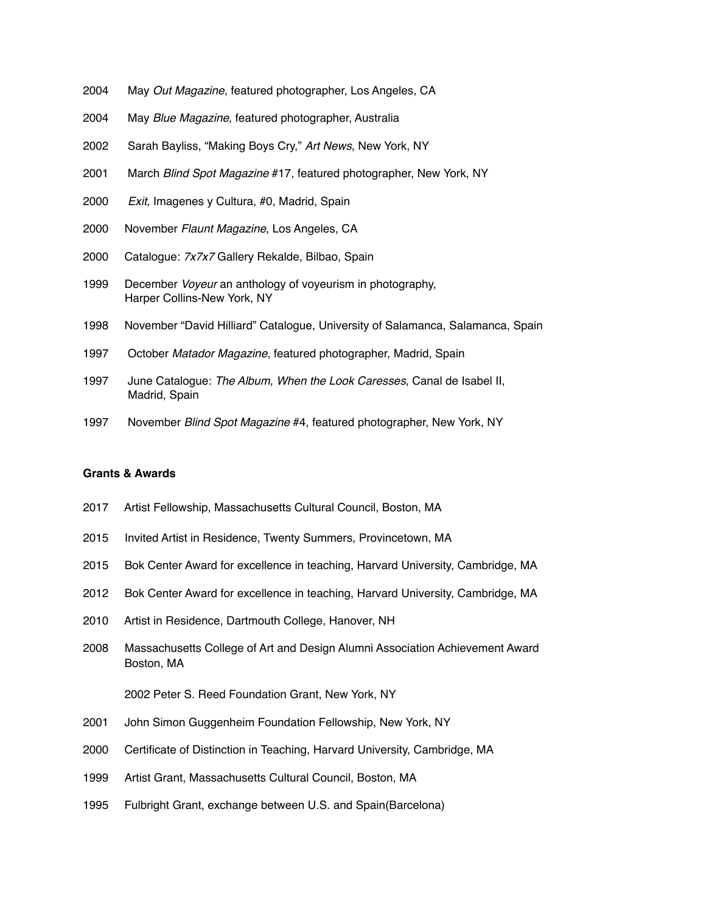2004 May *Out Magazine*, featured photographer, Los Angeles, CA

2004 May *Blue Magazine*, featured photographer, Australia

2002 Sarah Bayliss, "Making Boys Cry," *Art News*, New York, NY

2001 March *Blind Spot Magazine* #17, featured photographer, New York, NY

2000 *Exit*, Imagenes y Cultura, #0, Madrid, Spain

2000 November *Flaunt Magazine*, Los Angeles, CA

2000 Catalogue: *7x7x7* Gallery Rekalde, Bilbao, Spain

1999 December *Voyeur* an anthology of voyeurism in photography, Harper Collins-New York, NY

1998 November "David Hilliard" Catalogue, University of Salamanca, Salamanca, Spain

1997 October *Matador Magazine*, featured photographer, Madrid, Spain

1997 June Catalogue: *The Album, When the Look Caresses*, Canal de Isabel II, Madrid, Spain

1997 November *Blind Spot Magazine* #4, featured photographer, New York, NY

**Grants & Awards**

2017 Artist Fellowship, Massachusetts Cultural Council, Boston, MA

2015 Invited Artist in Residence, Twenty Summers, Provincetown, MA

2015 Bok Center Award for excellence in teaching, Harvard University, Cambridge, MA

2012 Bok Center Award for excellence in teaching, Harvard University, Cambridge, MA

2010 Artist in Residence, Dartmouth College, Hanover, NH

2008 Massachusetts College of Art and Design Alumni Association Achievement Award Boston, MA

2002 Peter S. Reed Foundation Grant, New York, NY

2001 John Simon Guggenheim Foundation Fellowship, New York, NY

2000 Certificate of Distinction in Teaching, Harvard University, Cambridge, MA

1999 Artist Grant, Massachusetts Cultural Council, Boston, MA

1995 Fulbright Grant, exchange between U.S. and Spain(Barcelona)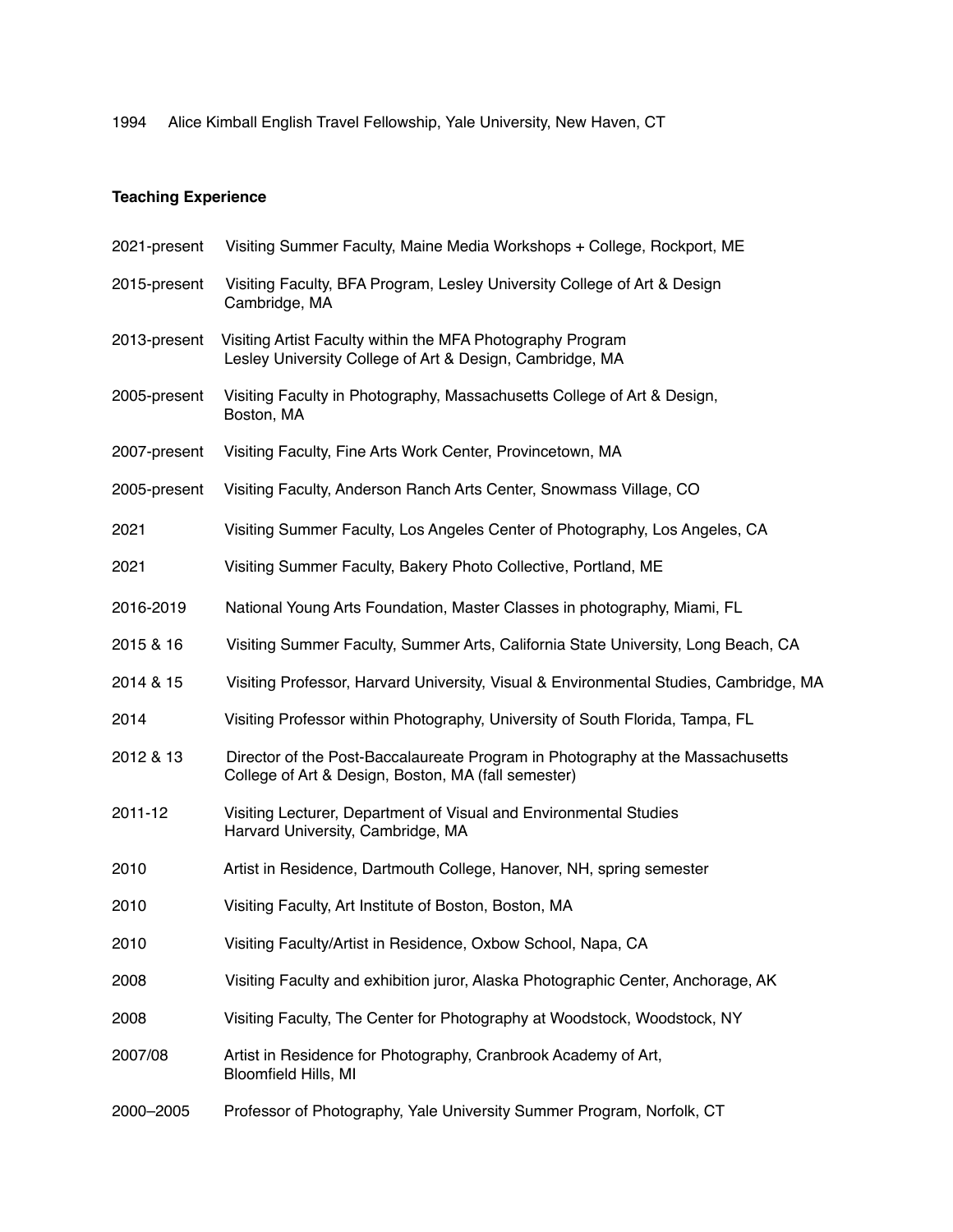1994 Alice Kimball English Travel Fellowship, Yale University, New Haven, CT

**Teaching Experience**

2021-present Visiting Summer Faculty, Maine Media Workshops + College, Rockport, ME

2015-present Visiting Faculty, BFA Program, Lesley University College of Art & Design Cambridge, MA

2013-present Visiting Artist Faculty within the MFA Photography Program Lesley University College of Art & Design, Cambridge, MA

2005-present Visiting Faculty in Photography, Massachusetts College of Art & Design, Boston, MA

2007-present Visiting Faculty, Fine Arts Work Center, Provincetown, MA

2005-present Visiting Faculty, Anderson Ranch Arts Center, Snowmass Village, CO

2021 Visiting Summer Faculty, Los Angeles Center of Photography, Los Angeles, CA

2021 Visiting Summer Faculty, Bakery Photo Collective, Portland, ME

2016-2019 National Young Arts Foundation, Master Classes in photography, Miami, FL

2015 & 16 Visiting Summer Faculty, Summer Arts, California State University, Long Beach, CA

2014 & 15 Visiting Professor, Harvard University, Visual & Environmental Studies, Cambridge, MA

2014 Visiting Professor within Photography, University of South Florida, Tampa, FL

2012 & 13 Director of the Post-Baccalaureate Program in Photography at the Massachusetts College of Art & Design, Boston, MA (fall semester)

2011-12 Visiting Lecturer, Department of Visual and Environmental Studies Harvard University, Cambridge, MA

2010 Artist in Residence, Dartmouth College, Hanover, NH, spring semester

2010 Visiting Faculty, Art Institute of Boston, Boston, MA

2010 Visiting Faculty/Artist in Residence, Oxbow School, Napa, CA

2008 Visiting Faculty and exhibition juror, Alaska Photographic Center, Anchorage, AK

2008 Visiting Faculty, The Center for Photography at Woodstock, Woodstock, NY

2007/08 Artist in Residence for Photography, Cranbrook Academy of Art, Bloomfield Hills, MI

2000–2005 Professor of Photography, Yale University Summer Program, Norfolk, CT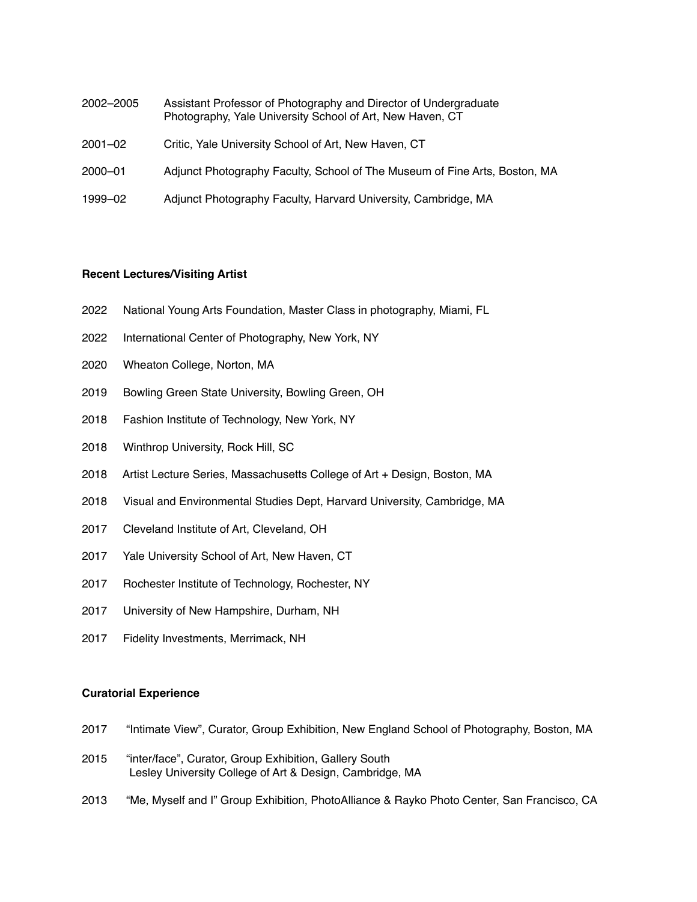2002–2005 Assistant Professor of Photography and Director of Undergraduate Photography, Yale University School of Art, New Haven, CT

2001–02 Critic, Yale University School of Art, New Haven, CT

2000–01 Adjunct Photography Faculty, School of The Museum of Fine Arts, Boston, MA

1999–02 Adjunct Photography Faculty, Harvard University, Cambridge, MA

**Recent Lectures/Visiting Artist**

2022 National Young Arts Foundation, Master Class in photography, Miami, FL

2022 International Center of Photography, New York, NY

2020 Wheaton College, Norton, MA

2019 Bowling Green State University, Bowling Green, OH

2018 Fashion Institute of Technology, New York, NY

2018 Winthrop University, Rock Hill, SC

2018 Artist Lecture Series, Massachusetts College of Art + Design, Boston, MA

2018 Visual and Environmental Studies Dept, Harvard University, Cambridge, MA

2017 Cleveland Institute of Art, Cleveland, OH

2017 Yale University School of Art, New Haven, CT

2017 Rochester Institute of Technology, Rochester, NY

2017 University of New Hampshire, Durham, NH

2017 Fidelity Investments, Merrimack, NH

**Curatorial Experience**

2017 "Intimate View", Curator, Group Exhibition, New England School of Photography, Boston, MA

2015 "inter/face", Curator, Group Exhibition, Gallery South
Lesley University College of Art & Design, Cambridge, MA

2013 "Me, Myself and I" Group Exhibition, PhotoAlliance & Rayko Photo Center, San Francisco, CA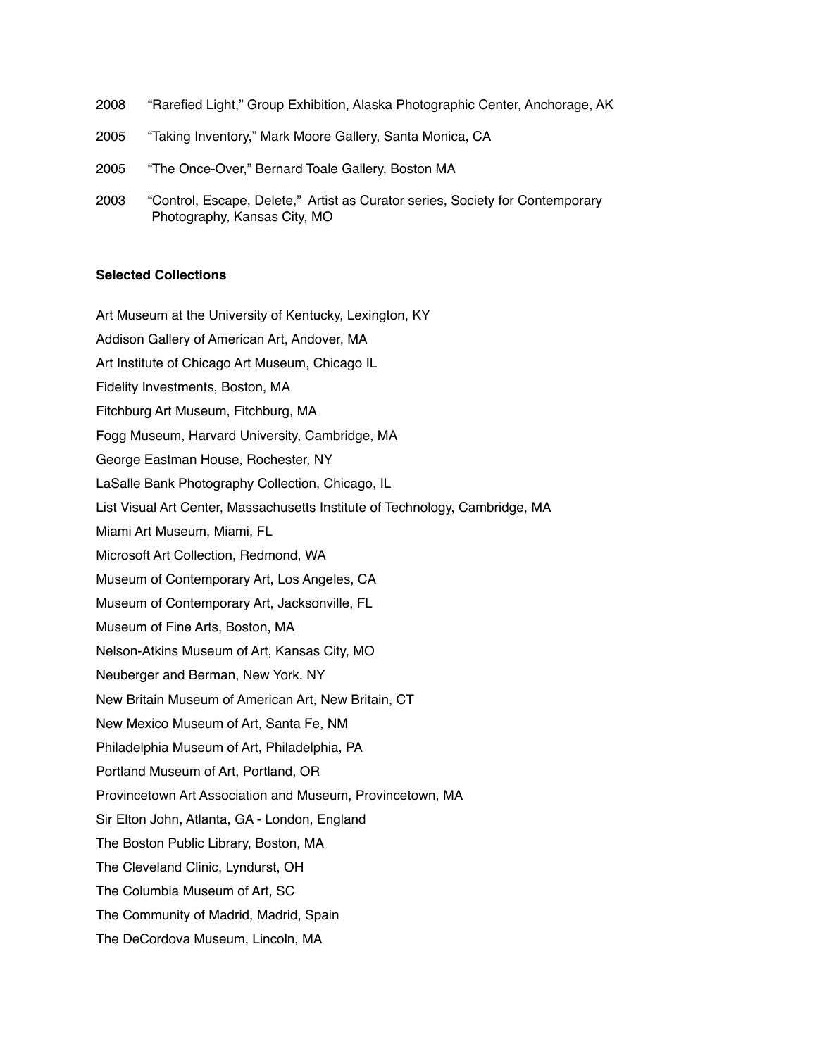2008 "Rarefied Light," Group Exhibition, Alaska Photographic Center, Anchorage, AK

2005 "Taking Inventory," Mark Moore Gallery, Santa Monica, CA

2005 "The Once-Over," Bernard Toale Gallery, Boston MA

2003 "Control, Escape, Delete," Artist as Curator series, Society for Contemporary Photography, Kansas City, MO

**Selected Collections**

Art Museum at the University of Kentucky, Lexington, KY

Addison Gallery of American Art, Andover, MA

Art Institute of Chicago Art Museum, Chicago IL

Fidelity Investments, Boston, MA

Fitchburg Art Museum, Fitchburg, MA

Fogg Museum, Harvard University, Cambridge, MA

George Eastman House, Rochester, NY

LaSalle Bank Photography Collection, Chicago, IL

List Visual Art Center, Massachusetts Institute of Technology, Cambridge, MA

Miami Art Museum, Miami, FL

Microsoft Art Collection, Redmond, WA

Museum of Contemporary Art, Los Angeles, CA

Museum of Contemporary Art, Jacksonville, FL

Museum of Fine Arts, Boston, MA

Nelson-Atkins Museum of Art, Kansas City, MO

Neuberger and Berman, New York, NY

New Britain Museum of American Art, New Britain, CT

New Mexico Museum of Art, Santa Fe, NM

Philadelphia Museum of Art, Philadelphia, PA

Portland Museum of Art, Portland, OR

Provincetown Art Association and Museum, Provincetown, MA

Sir Elton John, Atlanta, GA - London, England

The Boston Public Library, Boston, MA

The Cleveland Clinic, Lyndurst, OH

The Columbia Museum of Art, SC

The Community of Madrid, Madrid, Spain

The DeCordova Museum, Lincoln, MA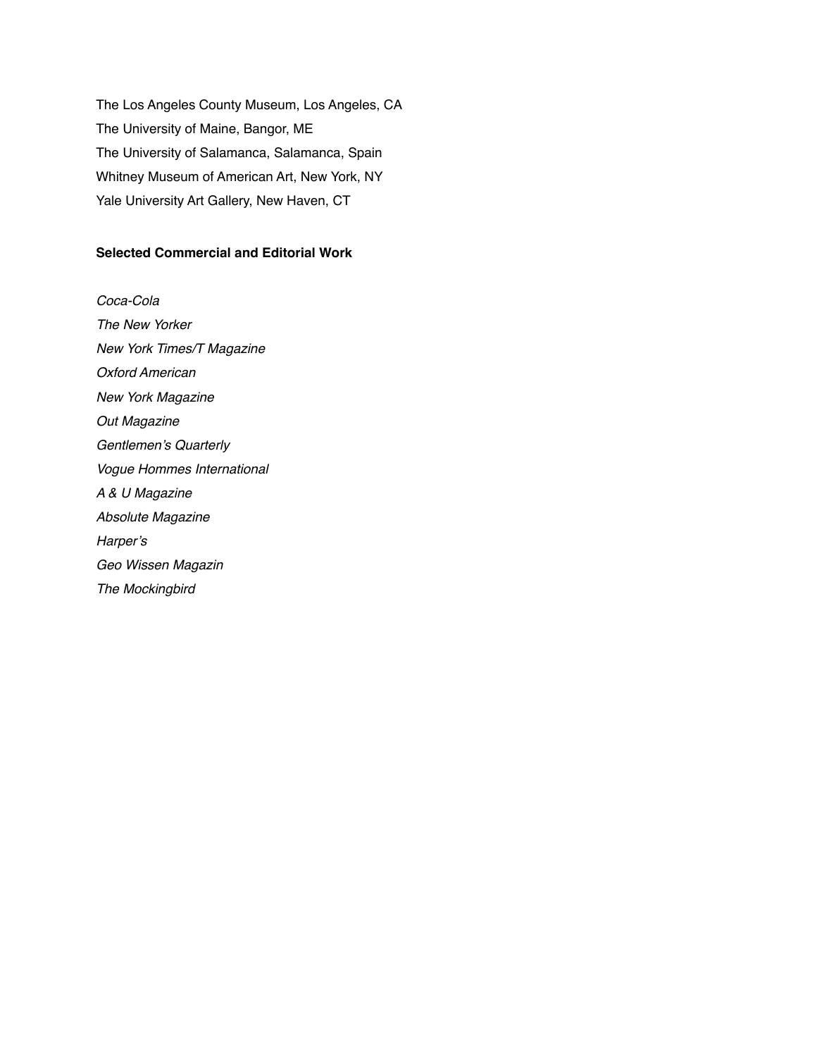The Los Angeles County Museum, Los Angeles, CA

The University of Maine, Bangor, ME

The University of Salamanca, Salamanca, Spain

Whitney Museum of American Art, New York, NY

Yale University Art Gallery, New Haven, CT

**Selected Commercial and Editorial Work**

*Coca-Cola*

*The New Yorker*

*New York Times/T Magazine*

*Oxford American*

*New York Magazine*

*Out Magazine*

*Gentlemen's Quarterly*

*Vogue Hommes International*

*A & U Magazine*

*Absolute Magazine*

*Harper's*

*Geo Wissen Magazin*

*The Mockingbird*